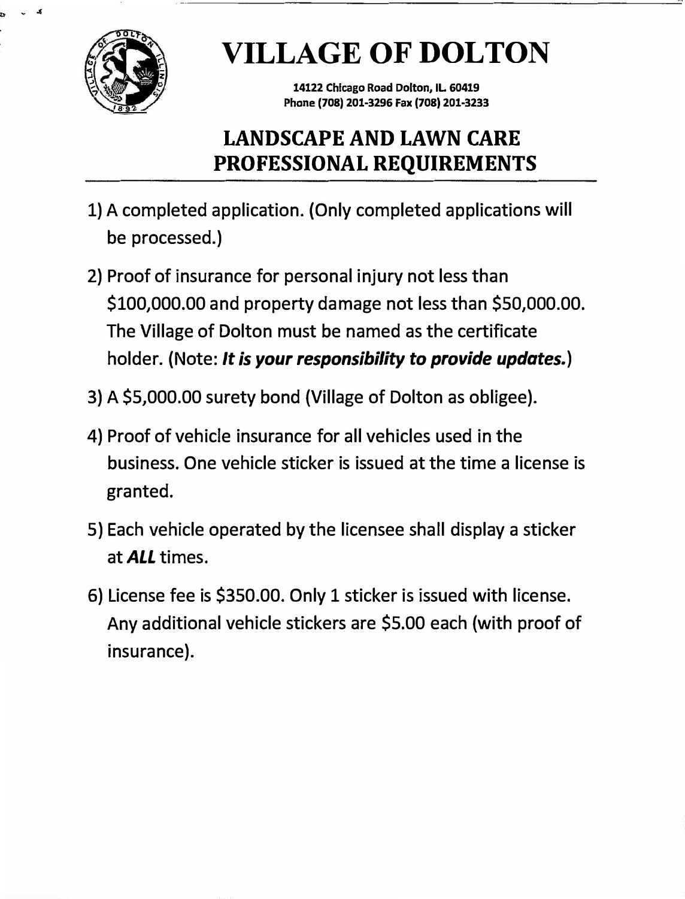# VILLAGE OF DOLTON

**14122 Chicago Road Dolton, IL 60419**
**Phone (708) 201-3296 Fax (708) 201-3233**

## LANDSCAPE AND LAWN CARE PROFESSIONAL REQUIREMENTS

1) A completed application. (Only completed applications will be processed.)

2) Proof of insurance for personal injury not less than $100,000.00 and property damage not less than $50,000.00. The Village of Dolton must be named as the certificate holder. (Note: ***It is your responsibility to provide updates.***)

3) A $5,000.00 surety bond (Village of Dolton as obligee).

4) Proof of vehicle insurance for all vehicles used in the business. One vehicle sticker is issued at the time a license is granted.

5) Each vehicle operated by the licensee shall display a sticker at ***ALL*** times.

6) License fee is $350.00. Only 1 sticker is issued with license. Any additional vehicle stickers are $5.00 each (with proof of insurance).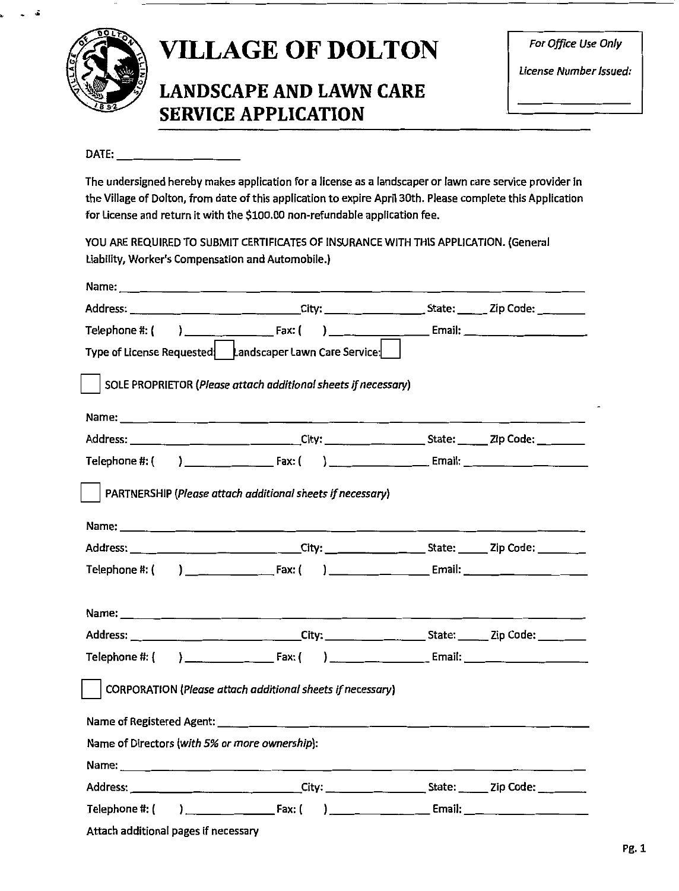# VILLAGE OF DOLTON

## LANDSCAPE AND LAWN CARE SERVICE APPLICATION

*For Office Use Only*

*License Number Issued:*

\_\_\_\_\_\_\_\_\_\_\_\_\_\_\_\_

DATE: \_\_\_\_\_\_\_\_\_\_\_\_\_\_\_\_\_\_\_\_

The undersigned hereby makes application for a license as a landscaper or lawn care service provider in the Village of Dolton, from date of this application to expire April 30th. Please complete this Application for License and return it with the $100.00 non-refundable application fee.

YOU ARE REQUIRED TO SUBMIT CERTIFICATES OF INSURANCE WITH THIS APPLICATION. (General Liability, Worker's Compensation and Automobile.)

Name: \_\_\_\_\_\_\_\_\_\_\_\_\_\_\_\_\_\_\_\_\_\_\_\_\_\_\_\_\_\_\_\_\_\_\_\_\_\_\_\_\_\_\_\_\_\_\_\_\_\_\_\_\_\_\_\_\_\_\_\_

Address: \_\_\_\_\_\_\_\_\_\_\_\_\_\_\_\_\_\_\_\_\_\_\_\_\_\_ City: \_\_\_\_\_\_\_\_\_\_\_\_\_\_\_\_ State: \_\_\_\_\_ Zip Code: \_\_\_\_\_\_\_\_

Telephone #: ( ) \_\_\_\_\_\_\_\_\_\_\_\_\_\_ Fax: ( ) \_\_\_\_\_\_\_\_\_\_\_\_\_\_\_\_ Email: \_\_\_\_\_\_\_\_\_\_\_\_\_\_\_\_\_\_\_\_

Type of License Requested: ☐ Landscaper Lawn Care Service: ☐

☐ SOLE PROPRIETOR (*Please attach additional sheets if necessary*)

Name: \_\_\_\_\_\_\_\_\_\_\_\_\_\_\_\_\_\_\_\_\_\_\_\_\_\_\_\_\_\_\_\_\_\_\_\_\_\_\_\_\_\_\_\_\_\_\_\_\_\_\_\_\_\_\_\_\_\_\_\_

Address: \_\_\_\_\_\_\_\_\_\_\_\_\_\_\_\_\_\_\_\_\_\_\_\_\_\_ City: \_\_\_\_\_\_\_\_\_\_\_\_\_\_\_\_ State: \_\_\_\_\_ Zip Code: \_\_\_\_\_\_\_\_

Telephone #: ( ) \_\_\_\_\_\_\_\_\_\_\_\_\_\_ Fax: ( ) \_\_\_\_\_\_\_\_\_\_\_\_\_\_\_\_ Email: \_\_\_\_\_\_\_\_\_\_\_\_\_\_\_\_\_\_\_\_

☐ PARTNERSHIP (*Please attach additional sheets if necessary*)

Name: \_\_\_\_\_\_\_\_\_\_\_\_\_\_\_\_\_\_\_\_\_\_\_\_\_\_\_\_\_\_\_\_\_\_\_\_\_\_\_\_\_\_\_\_\_\_\_\_\_\_\_\_\_\_\_\_\_\_\_\_

Address: \_\_\_\_\_\_\_\_\_\_\_\_\_\_\_\_\_\_\_\_\_\_\_\_\_\_ City: \_\_\_\_\_\_\_\_\_\_\_\_\_\_\_\_ State: \_\_\_\_\_ Zip Code: \_\_\_\_\_\_\_\_

Telephone #: ( ) \_\_\_\_\_\_\_\_\_\_\_\_\_\_ Fax: ( ) \_\_\_\_\_\_\_\_\_\_\_\_\_\_\_\_ Email: \_\_\_\_\_\_\_\_\_\_\_\_\_\_\_\_\_\_\_\_

Name: \_\_\_\_\_\_\_\_\_\_\_\_\_\_\_\_\_\_\_\_\_\_\_\_\_\_\_\_\_\_\_\_\_\_\_\_\_\_\_\_\_\_\_\_\_\_\_\_\_\_\_\_\_\_\_\_\_\_\_\_

Address: \_\_\_\_\_\_\_\_\_\_\_\_\_\_\_\_\_\_\_\_\_\_\_\_\_\_ City: \_\_\_\_\_\_\_\_\_\_\_\_\_\_\_\_ State: \_\_\_\_\_ Zip Code: \_\_\_\_\_\_\_\_

Telephone #: ( ) \_\_\_\_\_\_\_\_\_\_\_\_\_\_ Fax: ( ) \_\_\_\_\_\_\_\_\_\_\_\_\_\_\_\_ Email: \_\_\_\_\_\_\_\_\_\_\_\_\_\_\_\_\_\_\_\_

☐ CORPORATION (*Please attach additional sheets if necessary*)

Name of Registered Agent: \_\_\_\_\_\_\_\_\_\_\_\_\_\_\_\_\_\_\_\_\_\_\_\_\_\_\_\_\_\_\_\_\_\_\_\_\_\_\_\_\_\_\_\_\_\_\_\_

Name of Directors (*with 5% or more ownership*):

Name: \_\_\_\_\_\_\_\_\_\_\_\_\_\_\_\_\_\_\_\_\_\_\_\_\_\_\_\_\_\_\_\_\_\_\_\_\_\_\_\_\_\_\_\_\_\_\_\_\_\_\_\_\_\_\_\_\_\_\_\_

Address: \_\_\_\_\_\_\_\_\_\_\_\_\_\_\_\_\_\_\_\_\_\_\_\_\_\_ City: \_\_\_\_\_\_\_\_\_\_\_\_\_\_\_\_ State: \_\_\_\_\_ Zip Code: \_\_\_\_\_\_\_\_

Telephone #: ( ) \_\_\_\_\_\_\_\_\_\_\_\_\_\_ Fax: ( ) \_\_\_\_\_\_\_\_\_\_\_\_\_\_\_\_ Email: \_\_\_\_\_\_\_\_\_\_\_\_\_\_\_\_\_\_\_\_

Attach additional pages if necessary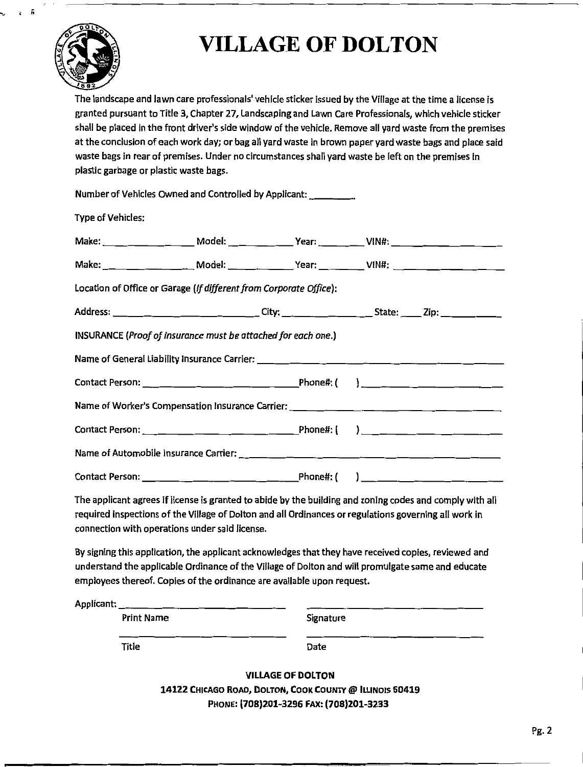# VILLAGE OF DOLTON

The landscape and lawn care professionals' vehicle sticker issued by the Village at the time a license is granted pursuant to Title 3, Chapter 27, Landscaping and Lawn Care Professionals, which vehicle sticker shall be placed in the front driver's side window of the vehicle. Remove all yard waste from the premises at the conclusion of each work day; or bag all yard waste in brown paper yard waste bags and place said waste bags in rear of premises. Under no circumstances shall yard waste be left on the premises in plastic garbage or plastic waste bags.

Number of Vehicles Owned and Controlled by Applicant: ________

Type of Vehicles:

Make: ________________ Model: ____________ Year: ________ VIN#: ____________________

Make: ________________ Model: ____________ Year: ________ VIN#: ____________________

Location of Office or Garage (*If different from Corporate Office*):

Address: ____________________________ City: ________________ State: ____ Zip: ___________

INSURANCE (*Proof of insurance must be attached for each one.*)

Name of General Liability Insurance Carrier: ________________________________________

Contact Person: ____________________________ Phone#: (    ) ________________________

Name of Worker's Compensation Insurance Carrier: ____________________________________

Contact Person: ____________________________ Phone#: (    ) ________________________

Name of Automobile Insurance Carrier: ______________________________________________

Contact Person: ____________________________ Phone#: (    ) ________________________

The applicant agrees if license is granted to abide by the building and zoning codes and comply with all required inspections of the Village of Dolton and all Ordinances or regulations governing all work in connection with operations under said license.

By signing this application, the applicant acknowledges that they have received copies, reviewed and understand the applicable Ordinance of the Village of Dolton and will promulgate same and educate employees thereof. Copies of the ordinance are available upon request.

Applicant: ______________________________ ______________________________

Print Name Signature

______________________________ ______________________________

Title Date

**VILLAGE OF DOLTON**
**14122 CHICAGO ROAD, DOLTON, COOK COUNTY @ ILLINOIS 60419**
**PHONE: (708)201-3296 FAX: (708)201-3233**